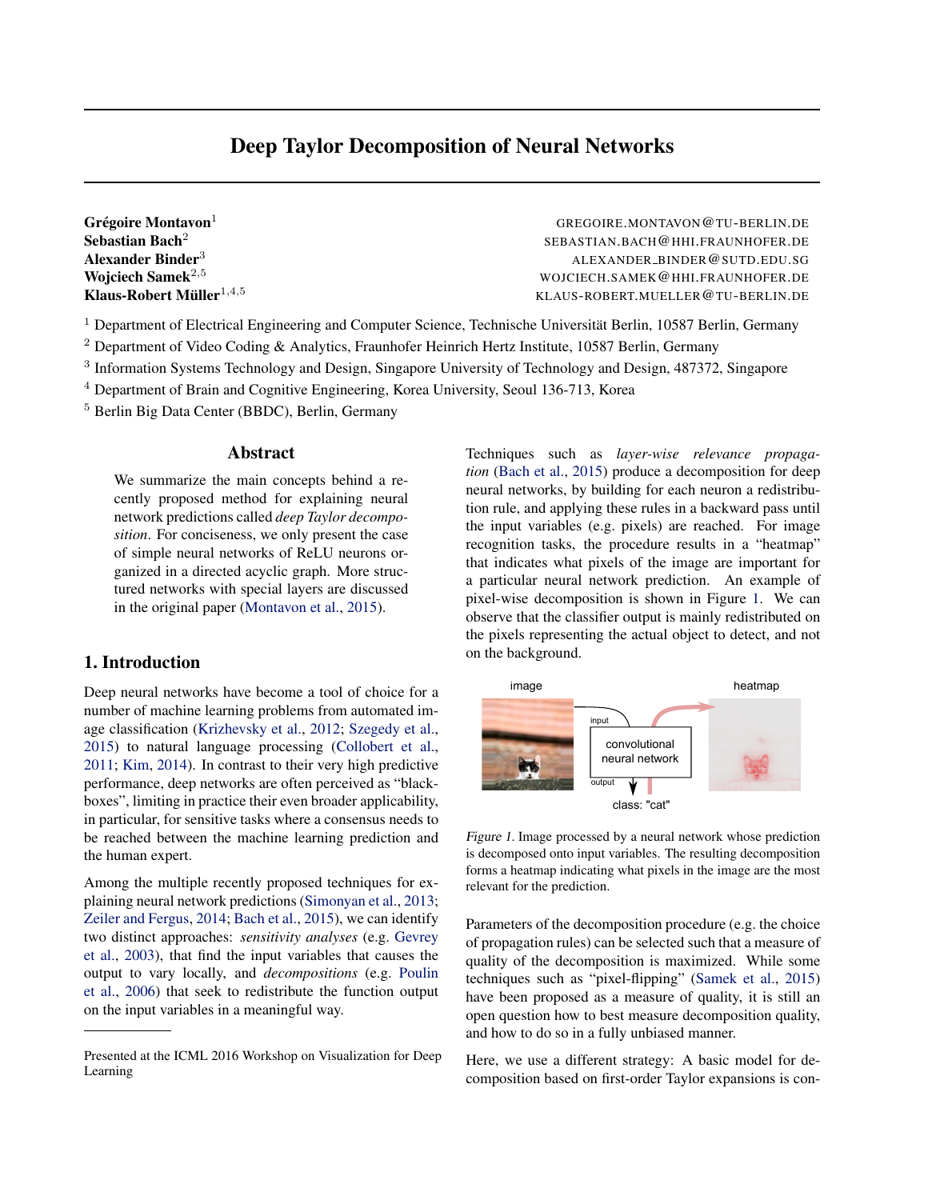# Deep Taylor Decomposition of Neural Networks

**Grégoire Montavon**[1] GREGOIRE.MONTAVON@TU-BERLIN.DE
**Sebastian Bach**[2] SEBASTIAN.BACH@HHI.FRAUNHOFER.DE
**Alexander Binder**[3] ALEXANDER_BINDER@SUTD.EDU.SG
**Wojciech Samek**[2,5] WOJCIECH.SAMEK@HHI.FRAUNHOFER.DE
**Klaus-Robert Müller**[1,4,5] KLAUS-ROBERT.MUELLER@TU-BERLIN.DE

[1] Department of Electrical Engineering and Computer Science, Technische Universität Berlin, 10587 Berlin, Germany
[2] Department of Video Coding & Analytics, Fraunhofer Heinrich Hertz Institute, 10587 Berlin, Germany
[3] Information Systems Technology and Design, Singapore University of Technology and Design, 487372, Singapore
[4] Department of Brain and Cognitive Engineering, Korea University, Seoul 136-713, Korea
[5] Berlin Big Data Center (BBDC), Berlin, Germany

## Abstract

We summarize the main concepts behind a recently proposed method for explaining neural network predictions called *deep Taylor decomposition*. For conciseness, we only present the case of simple neural networks of ReLU neurons organized in a directed acyclic graph. More structured networks with special layers are discussed in the original paper (Montavon et al., 2015).

## 1. Introduction

Deep neural networks have become a tool of choice for a number of machine learning problems from automated image classification (Krizhevsky et al., 2012; Szegedy et al., 2015) to natural language processing (Collobert et al., 2011; Kim, 2014). In contrast to their very high predictive performance, deep networks are often perceived as "black-boxes", limiting in practice their even broader applicability, in particular, for sensitive tasks where a consensus needs to be reached between the machine learning prediction and the human expert.

Among the multiple recently proposed techniques for explaining neural network predictions (Simonyan et al., 2013; Zeiler and Fergus, 2014; Bach et al., 2015), we can identify two distinct approaches: *sensitivity analyses* (e.g. Gevrey et al., 2003), that find the input variables that causes the output to vary locally, and *decompositions* (e.g. Poulin et al., 2006) that seek to redistribute the function output on the input variables in a meaningful way.

Techniques such as *layer-wise relevance propagation* (Bach et al., 2015) produce a decomposition for deep neural networks, by building for each neuron a redistribution rule, and applying these rules in a backward pass until the input variables (e.g. pixels) are reached. For image recognition tasks, the procedure results in a "heatmap" that indicates what pixels of the image are important for a particular neural network prediction. An example of pixel-wise decomposition is shown in Figure 1. We can observe that the classifier output is mainly redistributed on the pixels representing the actual object to detect, and not on the background.

*Figure 1.* Image processed by a neural network whose prediction is decomposed onto input variables. The resulting decomposition forms a heatmap indicating what pixels in the image are the most relevant for the prediction.

Parameters of the decomposition procedure (e.g. the choice of propagation rules) can be selected such that a measure of quality of the decomposition is maximized. While some techniques such as "pixel-flipping" (Samek et al., 2015) have been proposed as a measure of quality, it is still an open question how to best measure decomposition quality, and how to do so in a fully unbiased manner.

Here, we use a different strategy: A basic model for decomposition based on first-order Taylor expansions is con-

Presented at the ICML 2016 Workshop on Visualization for Deep Learning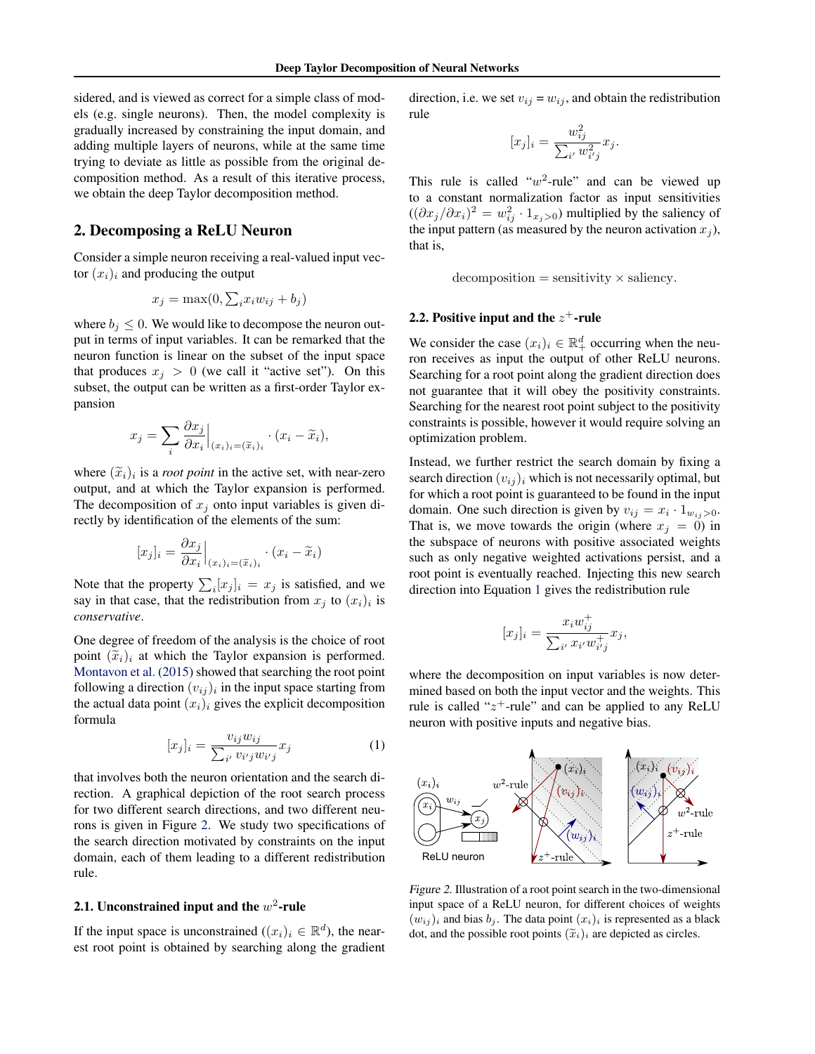sidered, and is viewed as correct for a simple class of models (e.g. single neurons). Then, the model complexity is gradually increased by constraining the input domain, and adding multiple layers of neurons, while at the same time trying to deviate as little as possible from the original decomposition method. As a result of this iterative process, we obtain the deep Taylor decomposition method.

## 2. Decomposing a ReLU Neuron

Consider a simple neuron receiving a real-valued input vector $(x_i)_i$ and producing the output

$$x_j = \max(0, \textstyle\sum_i x_i w_{ij} + b_j)$$

where $b_j \leq 0$. We would like to decompose the neuron output in terms of input variables. It can be remarked that the neuron function is linear on the subset of the input space that produces $x_j > 0$ (we call it "active set"). On this subset, the output can be written as a first-order Taylor expansion

$$x_j = \sum_i \frac{\partial x_j}{\partial x_i}\Big|_{(x_i)_i = (\widetilde{x}_i)_i} \cdot (x_i - \widetilde{x}_i),$$

where $(\widetilde{x}_i)_i$ is a *root point* in the active set, with near-zero output, and at which the Taylor expansion is performed. The decomposition of $x_j$ onto input variables is given directly by identification of the elements of the sum:

$$[x_j]_i = \frac{\partial x_j}{\partial x_i}\Big|_{(x_i)_i = (\widetilde{x}_i)_i} \cdot (x_i - \widetilde{x}_i)$$

Note that the property $\sum_i [x_j]_i = x_j$ is satisfied, and we say in that case, that the redistribution from $x_j$ to $(x_i)_i$ is *conservative*.

One degree of freedom of the analysis is the choice of root point $(\widetilde{x}_i)_i$ at which the Taylor expansion is performed. Montavon et al. (2015) showed that searching the root point following a direction $(v_{ij})_i$ in the input space starting from the actual data point $(x_i)_i$ gives the explicit decomposition formula

$$[x_j]_i = \frac{v_{ij} w_{ij}}{\sum_{i'} v_{i'j} w_{i'j}} x_j \tag{1}$$

that involves both the neuron orientation and the search direction. A graphical depiction of the root search process for two different search directions, and two different neurons is given in Figure 2. We study two specifications of the search direction motivated by constraints on the input domain, each of them leading to a different redistribution rule.

### 2.1. Unconstrained input and the $w^2$-rule

If the input space is unconstrained ($(x_i)_i \in \mathbb{R}^d$), the nearest root point is obtained by searching along the gradient direction, i.e. we set $v_{ij} = w_{ij}$, and obtain the redistribution rule

$$[x_j]_i = \frac{w_{ij}^2}{\sum_{i'} w_{i'j}^2} x_j.$$

This rule is called "$w^2$-rule" and can be viewed up to a constant normalization factor as input sensitivities ($(\partial x_j / \partial x_i)^2 = w_{ij}^2 \cdot 1_{x_j > 0}$) multiplied by the saliency of the input pattern (as measured by the neuron activation $x_j$), that is,

$$\text{decomposition} = \text{sensitivity} \times \text{saliency}.$$

### 2.2. Positive input and the $z^+$-rule

We consider the case $(x_i)_i \in \mathbb{R}_+^d$ occurring when the neuron receives as input the output of other ReLU neurons. Searching for a root point along the gradient direction does not guarantee that it will obey the positivity constraints. Searching for the nearest root point subject to the positivity constraints is possible, however it would require solving an optimization problem.

Instead, we further restrict the search domain by fixing a search direction $(v_{ij})_i$ which is not necessarily optimal, but for which a root point is guaranteed to be found in the input domain. One such direction is given by $v_{ij} = x_i \cdot 1_{w_{ij} > 0}$. That is, we move towards the origin (where $x_j = 0$) in the subspace of neurons with positive associated weights such as only negative weighted activations persist, and a root point is eventually reached. Injecting this new search direction into Equation 1 gives the redistribution rule

$$[x_j]_i = \frac{x_i w_{ij}^+}{\sum_{i'} x_{i'} w_{i'j}^+} x_j,$$

where the decomposition on input variables is now determined based on both the input vector and the weights. This rule is called "$z^+$-rule" and can be applied to any ReLU neuron with positive inputs and negative bias.

*Figure 2.* Illustration of a root point search in the two-dimensional input space of a ReLU neuron, for different choices of weights $(w_{ij})_i$ and bias $b_j$. The data point $(x_i)_i$ is represented as a black dot, and the possible root points $(\widetilde{x}_i)_i$ are depicted as circles.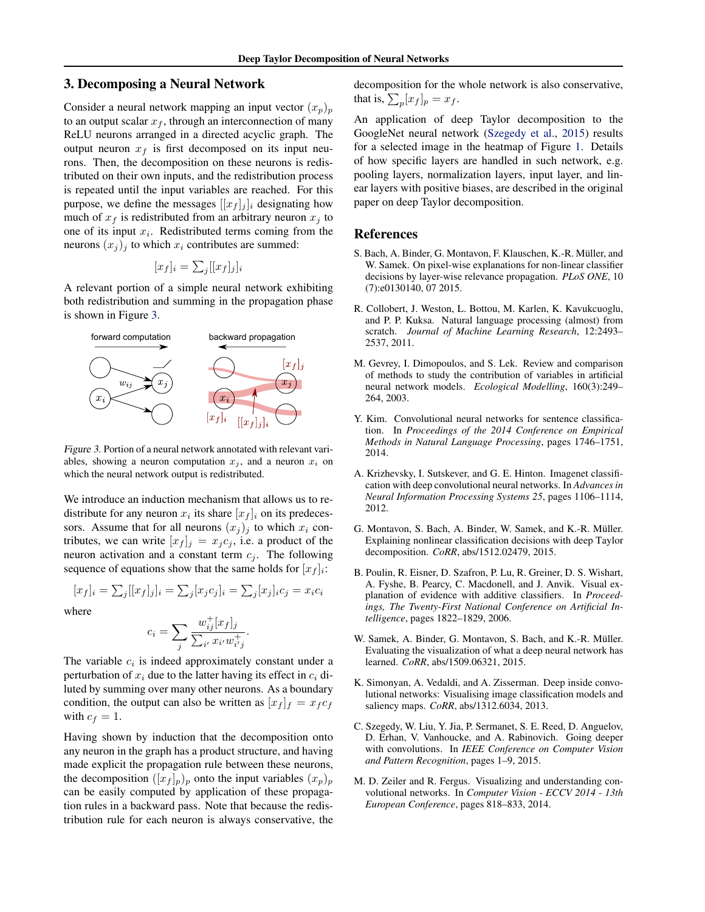## 3. Decomposing a Neural Network

Consider a neural network mapping an input vector $(x_p)_p$ to an output scalar $x_f$, through an interconnection of many ReLU neurons arranged in a directed acyclic graph. The output neuron $x_f$ is first decomposed on its input neurons. Then, the decomposition on these neurons is redistributed on their own inputs, and the redistribution process is repeated until the input variables are reached. For this purpose, we define the messages $[[x_f]_j]_i$ designating how much of $x_f$ is redistributed from an arbitrary neuron $x_j$ to one of its input $x_i$. Redistributed terms coming from the neurons $(x_j)_j$ to which $x_i$ contributes are summed:

$$[x_f]_i = \textstyle\sum_j [[x_f]_j]_i$$

A relevant portion of a simple neural network exhibiting both redistribution and summing in the propagation phase is shown in Figure 3.

forward computation

backward propagation

$w_{ij}$

$x_j$

$x_i$

$[x_f]_j$

$[x_f]_i$

$[[x_f]_j]_i$

*Figure 3.* Portion of a neural network annotated with relevant variables, showing a neuron computation $x_j$, and a neuron $x_i$ on which the neural network output is redistributed.

We introduce an induction mechanism that allows us to redistribute for any neuron $x_i$ its share $[x_f]_i$ on its predecessors. Assume that for all neurons $(x_j)_j$ to which $x_i$ contributes, we can write $[x_f]_j = x_j c_j$, i.e. a product of the neuron activation and a constant term $c_j$. The following sequence of equations show that the same holds for $[x_f]_i$:

$$[x_f]_i = \textstyle\sum_j [[x_f]_j]_i = \sum_j [x_j c_j]_i = \sum_j [x_j]_i c_j = x_i c_i$$

where

$$c_i = \sum_j \frac{w_{ij}^+ [x_f]_j}{\sum_{i'} x_{i'} w_{i'j}^+}.$$

The variable $c_i$ is indeed approximately constant under a perturbation of $x_i$ due to the latter having its effect in $c_i$ diluted by summing over many other neurons. As a boundary condition, the output can also be written as $[x_f]_f = x_f c_f$ with $c_f = 1$.

Having shown by induction that the decomposition onto any neuron in the graph has a product structure, and having made explicit the propagation rule between these neurons, the decomposition $([x_f]_p)_p$ onto the input variables $(x_p)_p$ can be easily computed by application of these propagation rules in a backward pass. Note that because the redistribution rule for each neuron is always conservative, the decomposition for the whole network is also conservative, that is, $\sum_p [x_f]_p = x_f$.

An application of deep Taylor decomposition to the GoogleNet neural network (Szegedy et al., 2015) results for a selected image in the heatmap of Figure 1. Details of how specific layers are handled in such network, e.g. pooling layers, normalization layers, input layer, and linear layers with positive biases, are described in the original paper on deep Taylor decomposition.

## References

S. Bach, A. Binder, G. Montavon, F. Klauschen, K.-R. Müller, and W. Samek. On pixel-wise explanations for non-linear classifier decisions by layer-wise relevance propagation. *PLoS ONE*, 10 (7):e0130140, 07 2015.

R. Collobert, J. Weston, L. Bottou, M. Karlen, K. Kavukcuoglu, and P. P. Kuksa. Natural language processing (almost) from scratch. *Journal of Machine Learning Research*, 12:2493–2537, 2011.

M. Gevrey, I. Dimopoulos, and S. Lek. Review and comparison of methods to study the contribution of variables in artificial neural network models. *Ecological Modelling*, 160(3):249–264, 2003.

Y. Kim. Convolutional neural networks for sentence classification. In *Proceedings of the 2014 Conference on Empirical Methods in Natural Language Processing*, pages 1746–1751, 2014.

A. Krizhevsky, I. Sutskever, and G. E. Hinton. Imagenet classification with deep convolutional neural networks. In *Advances in Neural Information Processing Systems 25*, pages 1106–1114, 2012.

G. Montavon, S. Bach, A. Binder, W. Samek, and K.-R. Müller. Explaining nonlinear classification decisions with deep Taylor decomposition. *CoRR*, abs/1512.02479, 2015.

B. Poulin, R. Eisner, D. Szafron, P. Lu, R. Greiner, D. S. Wishart, A. Fyshe, B. Pearcy, C. Macdonell, and J. Anvik. Visual explanation of evidence with additive classifiers. In *Proceedings, The Twenty-First National Conference on Artificial Intelligence*, pages 1822–1829, 2006.

W. Samek, A. Binder, G. Montavon, S. Bach, and K.-R. Müller. Evaluating the visualization of what a deep neural network has learned. *CoRR*, abs/1509.06321, 2015.

K. Simonyan, A. Vedaldi, and A. Zisserman. Deep inside convolutional networks: Visualising image classification models and saliency maps. *CoRR*, abs/1312.6034, 2013.

C. Szegedy, W. Liu, Y. Jia, P. Sermanet, S. E. Reed, D. Anguelov, D. Erhan, V. Vanhoucke, and A. Rabinovich. Going deeper with convolutions. In *IEEE Conference on Computer Vision and Pattern Recognition*, pages 1–9, 2015.

M. D. Zeiler and R. Fergus. Visualizing and understanding convolutional networks. In *Computer Vision - ECCV 2014 - 13th European Conference*, pages 818–833, 2014.